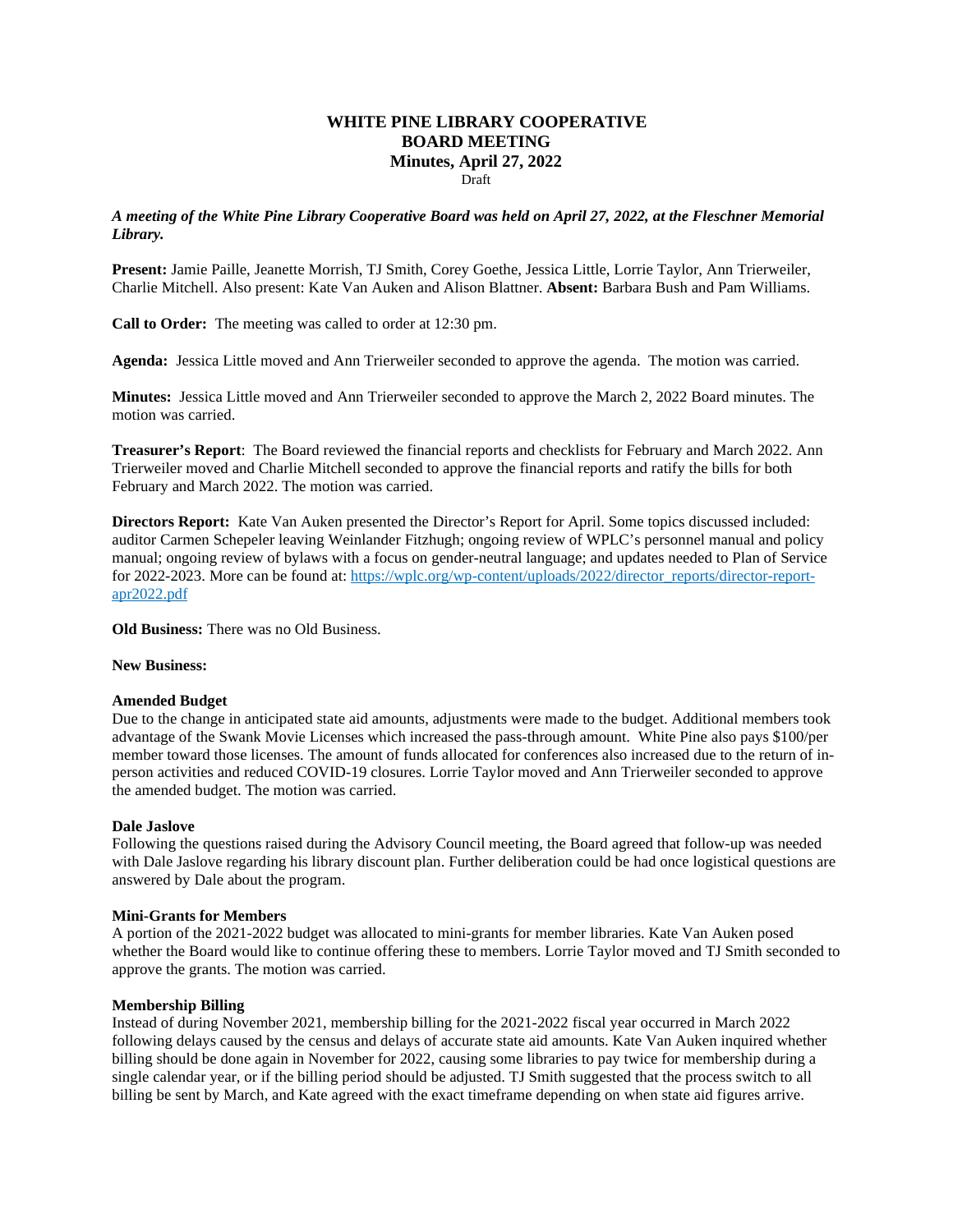# WHITE PINE LIBRARY COOPERATIVE
## BOARD MEETING
### Minutes, April 27, 2022

Draft

***A meeting of the White Pine Library Cooperative Board was held on April 27, 2022, at the Fleschner Memorial Library.***

**Present:** Jamie Paille, Jeanette Morrish, TJ Smith, Corey Goethe, Jessica Little, Lorrie Taylor, Ann Trierweiler, Charlie Mitchell. Also present: Kate Van Auken and Alison Blattner. **Absent:** Barbara Bush and Pam Williams.

**Call to Order:** The meeting was called to order at 12:30 pm.

**Agenda:** Jessica Little moved and Ann Trierweiler seconded to approve the agenda. The motion was carried.

**Minutes:** Jessica Little moved and Ann Trierweiler seconded to approve the March 2, 2022 Board minutes. The motion was carried.

**Treasurer's Report**: The Board reviewed the financial reports and checklists for February and March 2022. Ann Trierweiler moved and Charlie Mitchell seconded to approve the financial reports and ratify the bills for both February and March 2022. The motion was carried.

**Directors Report:** Kate Van Auken presented the Director's Report for April. Some topics discussed included: auditor Carmen Schepeler leaving Weinlander Fitzhugh; ongoing review of WPLC's personnel manual and policy manual; ongoing review of bylaws with a focus on gender-neutral language; and updates needed to Plan of Service for 2022-2023. More can be found at: https://wplc.org/wp-content/uploads/2022/director_reports/director-report-apr2022.pdf

**Old Business:** There was no Old Business.

**New Business:**

**Amended Budget**

Due to the change in anticipated state aid amounts, adjustments were made to the budget. Additional members took advantage of the Swank Movie Licenses which increased the pass-through amount. White Pine also pays $100/per member toward those licenses. The amount of funds allocated for conferences also increased due to the return of in-person activities and reduced COVID-19 closures. Lorrie Taylor moved and Ann Trierweiler seconded to approve the amended budget. The motion was carried.

**Dale Jaslove**

Following the questions raised during the Advisory Council meeting, the Board agreed that follow-up was needed with Dale Jaslove regarding his library discount plan. Further deliberation could be had once logistical questions are answered by Dale about the program.

**Mini-Grants for Members**

A portion of the 2021-2022 budget was allocated to mini-grants for member libraries. Kate Van Auken posed whether the Board would like to continue offering these to members. Lorrie Taylor moved and TJ Smith seconded to approve the grants. The motion was carried.

**Membership Billing**

Instead of during November 2021, membership billing for the 2021-2022 fiscal year occurred in March 2022 following delays caused by the census and delays of accurate state aid amounts. Kate Van Auken inquired whether billing should be done again in November for 2022, causing some libraries to pay twice for membership during a single calendar year, or if the billing period should be adjusted. TJ Smith suggested that the process switch to all billing be sent by March, and Kate agreed with the exact timeframe depending on when state aid figures arrive.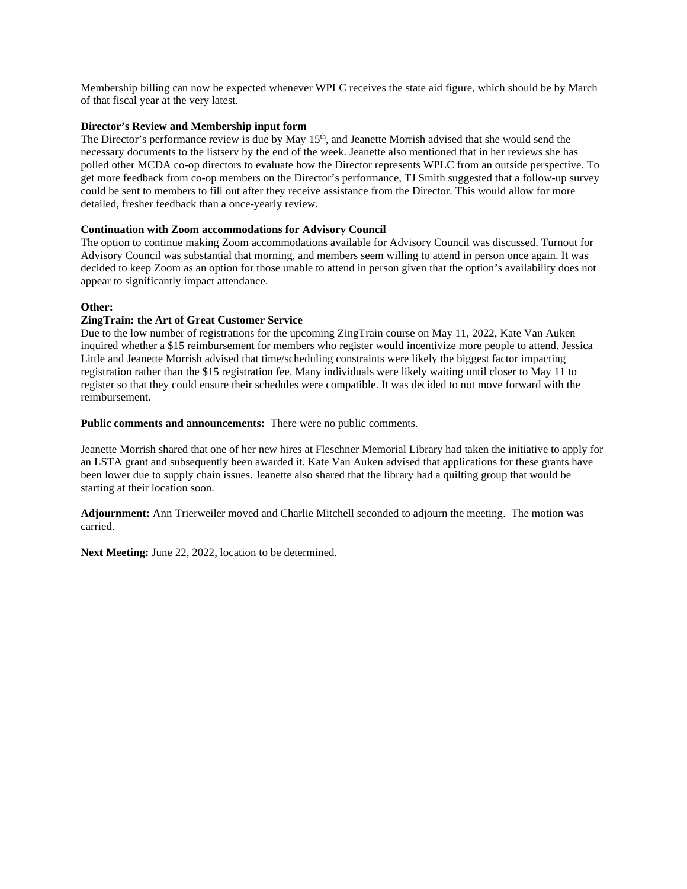Membership billing can now be expected whenever WPLC receives the state aid figure, which should be by March of that fiscal year at the very latest.

**Director's Review and Membership input form**

The Director's performance review is due by May 15th, and Jeanette Morrish advised that she would send the necessary documents to the listserv by the end of the week. Jeanette also mentioned that in her reviews she has polled other MCDA co-op directors to evaluate how the Director represents WPLC from an outside perspective. To get more feedback from co-op members on the Director's performance, TJ Smith suggested that a follow-up survey could be sent to members to fill out after they receive assistance from the Director. This would allow for more detailed, fresher feedback than a once-yearly review.

**Continuation with Zoom accommodations for Advisory Council**

The option to continue making Zoom accommodations available for Advisory Council was discussed. Turnout for Advisory Council was substantial that morning, and members seem willing to attend in person once again. It was decided to keep Zoom as an option for those unable to attend in person given that the option's availability does not appear to significantly impact attendance.

**Other:**

**ZingTrain: the Art of Great Customer Service**

Due to the low number of registrations for the upcoming ZingTrain course on May 11, 2022, Kate Van Auken inquired whether a $15 reimbursement for members who register would incentivize more people to attend. Jessica Little and Jeanette Morrish advised that time/scheduling constraints were likely the biggest factor impacting registration rather than the $15 registration fee. Many individuals were likely waiting until closer to May 11 to register so that they could ensure their schedules were compatible. It was decided to not move forward with the reimbursement.

**Public comments and announcements:** There were no public comments.

Jeanette Morrish shared that one of her new hires at Fleschner Memorial Library had taken the initiative to apply for an LSTA grant and subsequently been awarded it. Kate Van Auken advised that applications for these grants have been lower due to supply chain issues. Jeanette also shared that the library had a quilting group that would be starting at their location soon.

**Adjournment:** Ann Trierweiler moved and Charlie Mitchell seconded to adjourn the meeting. The motion was carried.

**Next Meeting:** June 22, 2022, location to be determined.